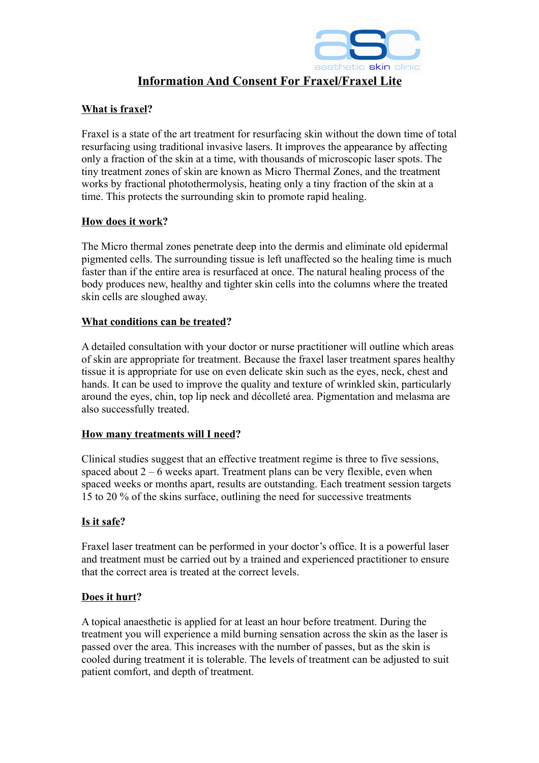# Information And Consent For Fraxel/Fraxel Lite

## What is fraxel?

Fraxel is a state of the art treatment for resurfacing skin without the down time of total resurfacing using traditional invasive lasers. It improves the appearance by affecting only a fraction of the skin at a time, with thousands of microscopic laser spots. The tiny treatment zones of skin are known as Micro Thermal Zones, and the treatment works by fractional photothermolysis, heating only a tiny fraction of the skin at a time. This protects the surrounding skin to promote rapid healing.

## How does it work?

The Micro thermal zones penetrate deep into the dermis and eliminate old epidermal pigmented cells. The surrounding tissue is left unaffected so the healing time is much faster than if the entire area is resurfaced at once. The natural healing process of the body produces new, healthy and tighter skin cells into the columns where the treated skin cells are sloughed away.

## What conditions can be treated?

A detailed consultation with your doctor or nurse practitioner will outline which areas of skin are appropriate for treatment. Because the fraxel laser treatment spares healthy tissue it is appropriate for use on even delicate skin such as the eyes, neck, chest and hands. It can be used to improve the quality and texture of wrinkled skin, particularly around the eyes, chin, top lip neck and décolleté area. Pigmentation and melasma are also successfully treated.

## How many treatments will I need?

Clinical studies suggest that an effective treatment regime is three to five sessions, spaced about 2 – 6 weeks apart. Treatment plans can be very flexible, even when spaced weeks or months apart, results are outstanding. Each treatment session targets 15 to 20 % of the skins surface, outlining the need for successive treatments

## Is it safe?

Fraxel laser treatment can be performed in your doctor's office. It is a powerful laser and treatment must be carried out by a trained and experienced practitioner to ensure that the correct area is treated at the correct levels.

## Does it hurt?

A topical anaesthetic is applied for at least an hour before treatment. During the treatment you will experience a mild burning sensation across the skin as the laser is passed over the area. This increases with the number of passes, but as the skin is cooled during treatment it is tolerable. The levels of treatment can be adjusted to suit patient comfort, and depth of treatment.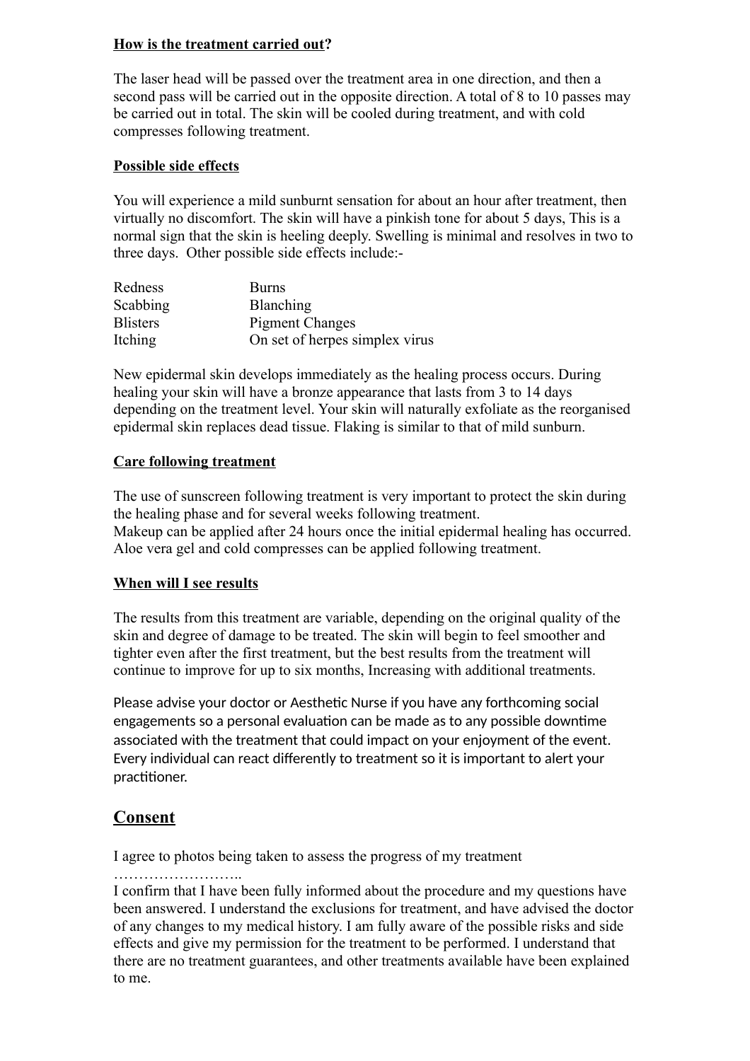**How is the treatment carried out?**

The laser head will be passed over the treatment area in one direction, and then a second pass will be carried out in the opposite direction. A total of 8 to 10 passes may be carried out in total. The skin will be cooled during treatment, and with cold compresses following treatment.

**Possible side effects**

You will experience a mild sunburnt sensation for about an hour after treatment, then virtually no discomfort. The skin will have a pinkish tone for about 5 days, This is a normal sign that the skin is heeling deeply. Swelling is minimal and resolves in two to three days. Other possible side effects include:-

| | |
|---|---|
| Redness | Burns |
| Scabbing | Blanching |
| Blisters | Pigment Changes |
| Itching | On set of herpes simplex virus |

New epidermal skin develops immediately as the healing process occurs. During healing your skin will have a bronze appearance that lasts from 3 to 14 days depending on the treatment level. Your skin will naturally exfoliate as the reorganised epidermal skin replaces dead tissue. Flaking is similar to that of mild sunburn.

**Care following treatment**

The use of sunscreen following treatment is very important to protect the skin during the healing phase and for several weeks following treatment.
Makeup can be applied after 24 hours once the initial epidermal healing has occurred. Aloe vera gel and cold compresses can be applied following treatment.

**When will I see results**

The results from this treatment are variable, depending on the original quality of the skin and degree of damage to be treated. The skin will begin to feel smoother and tighter even after the first treatment, but the best results from the treatment will continue to improve for up to six months, Increasing with additional treatments.

Please advise your doctor or Aesthetic Nurse if you have any forthcoming social engagements so a personal evaluation can be made as to any possible downtime associated with the treatment that could impact on your enjoyment of the event. Every individual can react differently to treatment so it is important to alert your practitioner.

## Consent

I agree to photos being taken to assess the progress of my treatment
……………………..
I confirm that I have been fully informed about the procedure and my questions have been answered. I understand the exclusions for treatment, and have advised the doctor of any changes to my medical history. I am fully aware of the possible risks and side effects and give my permission for the treatment to be performed. I understand that there are no treatment guarantees, and other treatments available have been explained to me.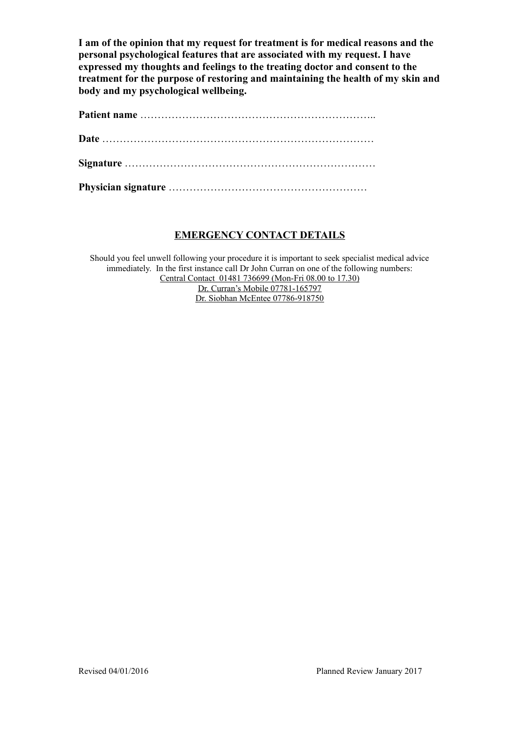**I am of the opinion that my request for treatment is for medical reasons and the personal psychological features that are associated with my request. I have expressed my thoughts and feelings to the treating doctor and consent to the treatment for the purpose of restoring and maintaining the health of my skin and body and my psychological wellbeing.**

**Patient name** …………………………………………………………..

**Date** ……………………………………………………………………

**Signature** ………………………………………………………………

**Physician signature** …………………………………………………

## EMERGENCY CONTACT DETAILS

Should you feel unwell following your procedure it is important to seek specialist medical advice immediately. In the first instance call Dr John Curran on one of the following numbers:

Central Contact 01481 736699 (Mon-Fri 08.00 to 17.30)

Dr. Curran's Mobile 07781-165797

Dr. Siobhan McEntee 07786-918750

Revised 04/01/2016 Planned Review January 2017